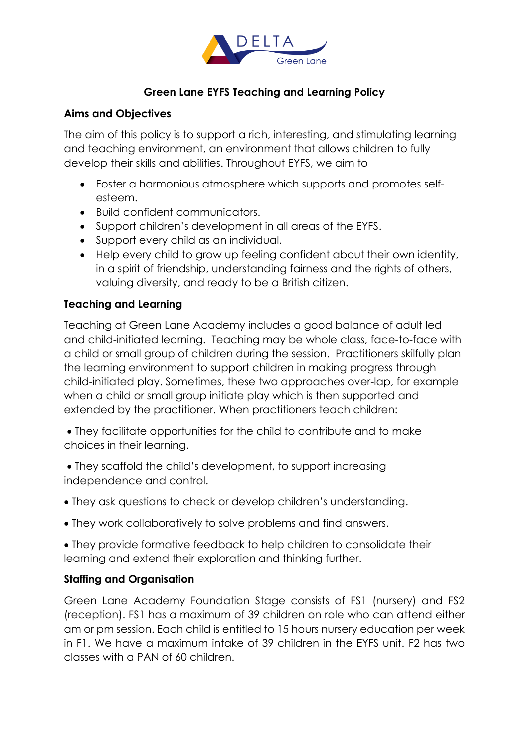# Green Lane EYFS Teaching and Learning Policy

## Aims and Objectives

The aim of this policy is to support a rich, interesting, and stimulating learning and teaching environment, an environment that allows children to fully develop their skills and abilities. Throughout EYFS, we aim to

- Foster a harmonious atmosphere which supports and promotes self-esteem.
- Build confident communicators.
- Support children's development in all areas of the EYFS.
- Support every child as an individual.
- Help every child to grow up feeling confident about their own identity, in a spirit of friendship, understanding fairness and the rights of others, valuing diversity, and ready to be a British citizen.

## Teaching and Learning

Teaching at Green Lane Academy includes a good balance of adult led and child-initiated learning. Teaching may be whole class, face-to-face with a child or small group of children during the session. Practitioners skilfully plan the learning environment to support children in making progress through child-initiated play. Sometimes, these two approaches over-lap, for example when a child or small group initiate play which is then supported and extended by the practitioner. When practitioners teach children:

- They facilitate opportunities for the child to contribute and to make choices in their learning.
- They scaffold the child's development, to support increasing independence and control.
- They ask questions to check or develop children's understanding.
- They work collaboratively to solve problems and find answers.
- They provide formative feedback to help children to consolidate their learning and extend their exploration and thinking further.

## Staffing and Organisation

Green Lane Academy Foundation Stage consists of FS1 (nursery) and FS2 (reception). FS1 has a maximum of 39 children on role who can attend either am or pm session. Each child is entitled to 15 hours nursery education per week in F1. We have a maximum intake of 39 children in the EYFS unit. F2 has two classes with a PAN of 60 children.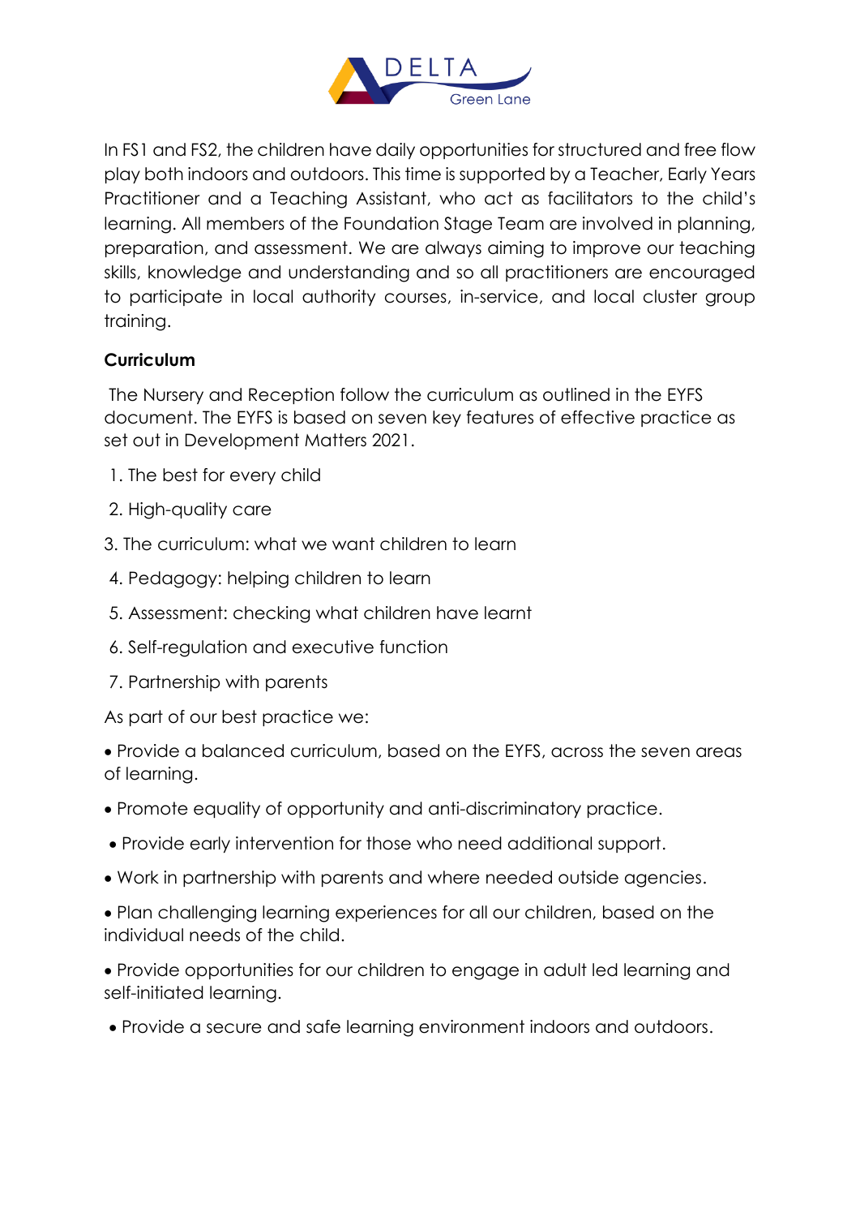In FS1 and FS2, the children have daily opportunities for structured and free flow play both indoors and outdoors. This time is supported by a Teacher, Early Years Practitioner and a Teaching Assistant, who act as facilitators to the child's learning. All members of the Foundation Stage Team are involved in planning, preparation, and assessment. We are always aiming to improve our teaching skills, knowledge and understanding and so all practitioners are encouraged to participate in local authority courses, in-service, and local cluster group training.

**Curriculum**

The Nursery and Reception follow the curriculum as outlined in the EYFS document. The EYFS is based on seven key features of effective practice as set out in Development Matters 2021.

1. The best for every child
2. High-quality care
3. The curriculum: what we want children to learn
4. Pedagogy: helping children to learn
5. Assessment: checking what children have learnt
6. Self-regulation and executive function
7. Partnership with parents

As part of our best practice we:

- Provide a balanced curriculum, based on the EYFS, across the seven areas of learning.
- Promote equality of opportunity and anti-discriminatory practice.
- Provide early intervention for those who need additional support.
- Work in partnership with parents and where needed outside agencies.
- Plan challenging learning experiences for all our children, based on the individual needs of the child.
- Provide opportunities for our children to engage in adult led learning and self-initiated learning.
- Provide a secure and safe learning environment indoors and outdoors.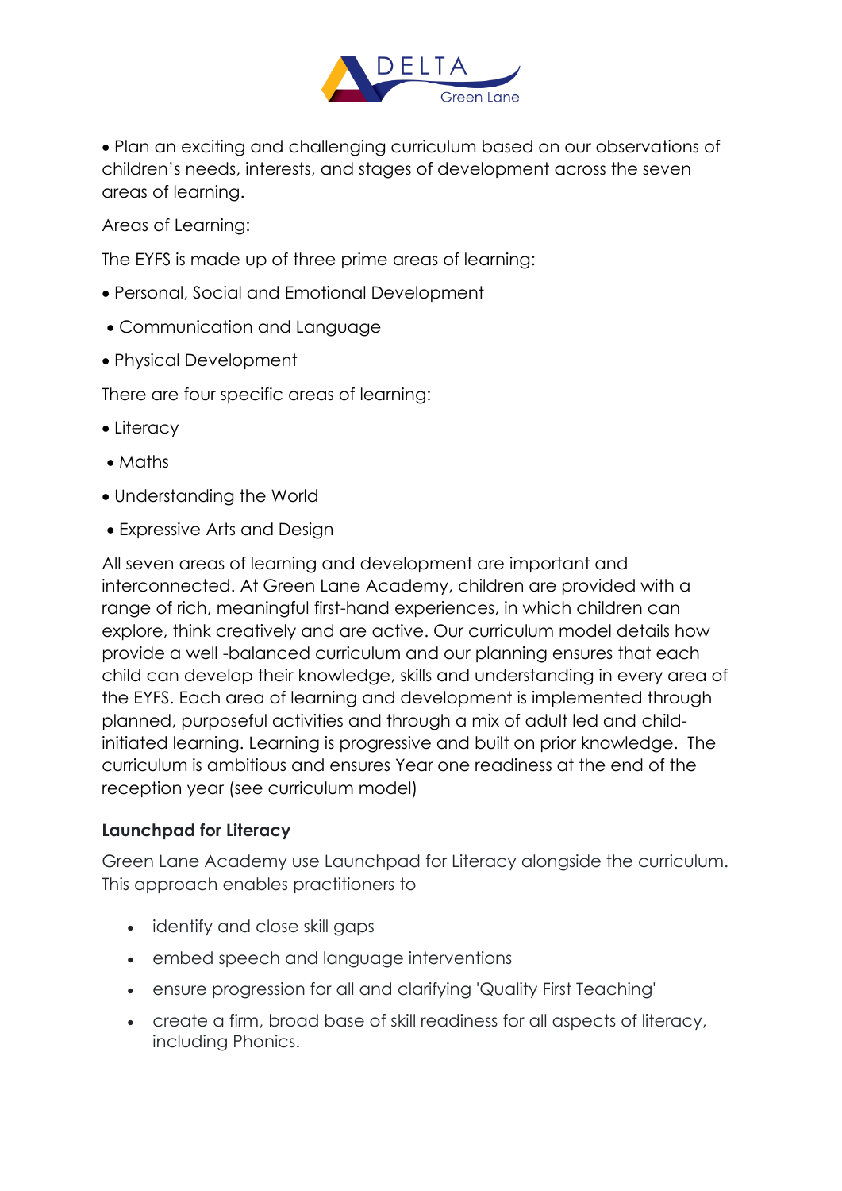- Plan an exciting and challenging curriculum based on our observations of children's needs, interests, and stages of development across the seven areas of learning.

Areas of Learning:

The EYFS is made up of three prime areas of learning:

- Personal, Social and Emotional Development
- Communication and Language
- Physical Development

There are four specific areas of learning:

- Literacy
- Maths
- Understanding the World
- Expressive Arts and Design

All seven areas of learning and development are important and interconnected. At Green Lane Academy, children are provided with a range of rich, meaningful first-hand experiences, in which children can explore, think creatively and are active. Our curriculum model details how provide a well -balanced curriculum and our planning ensures that each child can develop their knowledge, skills and understanding in every area of the EYFS. Each area of learning and development is implemented through planned, purposeful activities and through a mix of adult led and child-initiated learning. Learning is progressive and built on prior knowledge. The curriculum is ambitious and ensures Year one readiness at the end of the reception year (see curriculum model)

**Launchpad for Literacy**

Green Lane Academy use Launchpad for Literacy alongside the curriculum. This approach enables practitioners to

- identify and close skill gaps
- embed speech and language interventions
- ensure progression for all and clarifying 'Quality First Teaching'
- create a firm, broad base of skill readiness for all aspects of literacy, including Phonics.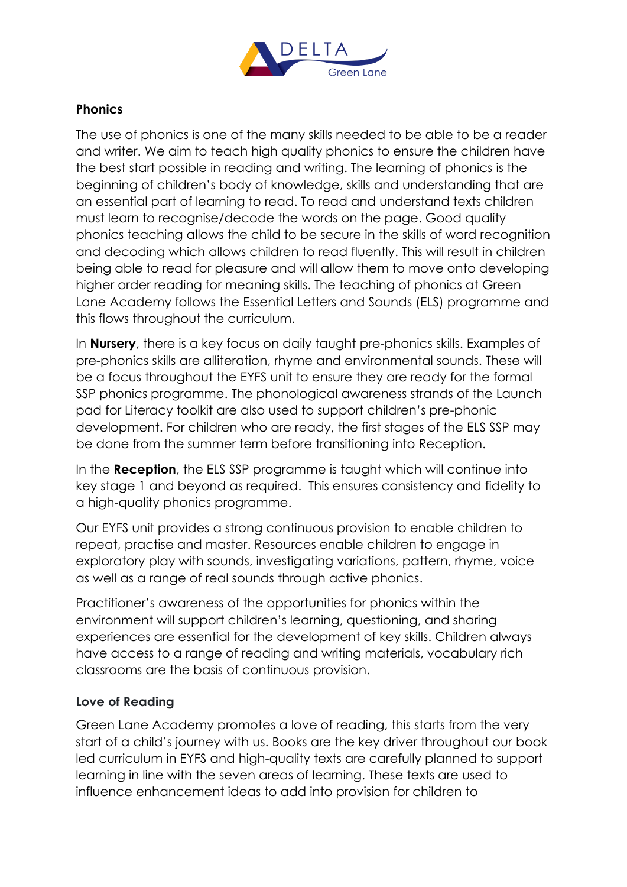## Phonics

The use of phonics is one of the many skills needed to be able to be a reader and writer. We aim to teach high quality phonics to ensure the children have the best start possible in reading and writing. The learning of phonics is the beginning of children's body of knowledge, skills and understanding that are an essential part of learning to read. To read and understand texts children must learn to recognise/decode the words on the page. Good quality phonics teaching allows the child to be secure in the skills of word recognition and decoding which allows children to read fluently. This will result in children being able to read for pleasure and will allow them to move onto developing higher order reading for meaning skills. The teaching of phonics at Green Lane Academy follows the Essential Letters and Sounds (ELS) programme and this flows throughout the curriculum.

In **Nursery**, there is a key focus on daily taught pre-phonics skills. Examples of pre-phonics skills are alliteration, rhyme and environmental sounds. These will be a focus throughout the EYFS unit to ensure they are ready for the formal SSP phonics programme. The phonological awareness strands of the Launch pad for Literacy toolkit are also used to support children's pre-phonic development. For children who are ready, the first stages of the ELS SSP may be done from the summer term before transitioning into Reception.

In the **Reception**, the ELS SSP programme is taught which will continue into key stage 1 and beyond as required. This ensures consistency and fidelity to a high-quality phonics programme.

Our EYFS unit provides a strong continuous provision to enable children to repeat, practise and master. Resources enable children to engage in exploratory play with sounds, investigating variations, pattern, rhyme, voice as well as a range of real sounds through active phonics.

Practitioner's awareness of the opportunities for phonics within the environment will support children's learning, questioning, and sharing experiences are essential for the development of key skills. Children always have access to a range of reading and writing materials, vocabulary rich classrooms are the basis of continuous provision.

## Love of Reading

Green Lane Academy promotes a love of reading, this starts from the very start of a child's journey with us. Books are the key driver throughout our book led curriculum in EYFS and high-quality texts are carefully planned to support learning in line with the seven areas of learning. These texts are used to influence enhancement ideas to add into provision for children to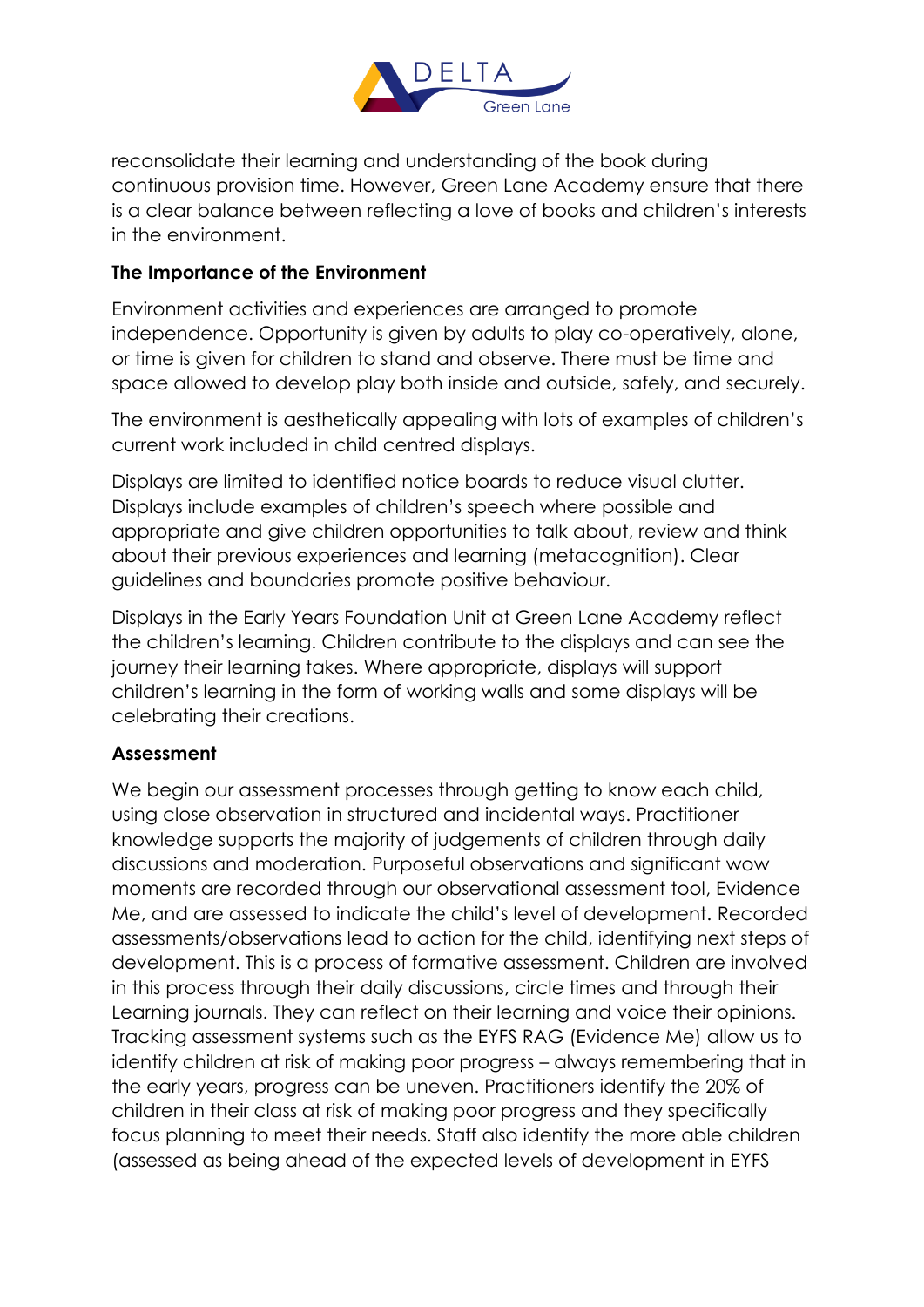reconsolidate their learning and understanding of the book during continuous provision time. However, Green Lane Academy ensure that there is a clear balance between reflecting a love of books and children's interests in the environment.

**The Importance of the Environment**

Environment activities and experiences are arranged to promote independence. Opportunity is given by adults to play co-operatively, alone, or time is given for children to stand and observe. There must be time and space allowed to develop play both inside and outside, safely, and securely.

The environment is aesthetically appealing with lots of examples of children's current work included in child centred displays.

Displays are limited to identified notice boards to reduce visual clutter. Displays include examples of children's speech where possible and appropriate and give children opportunities to talk about, review and think about their previous experiences and learning (metacognition). Clear guidelines and boundaries promote positive behaviour.

Displays in the Early Years Foundation Unit at Green Lane Academy reflect the children's learning. Children contribute to the displays and can see the journey their learning takes. Where appropriate, displays will support children's learning in the form of working walls and some displays will be celebrating their creations.

**Assessment**

We begin our assessment processes through getting to know each child, using close observation in structured and incidental ways. Practitioner knowledge supports the majority of judgements of children through daily discussions and moderation. Purposeful observations and significant wow moments are recorded through our observational assessment tool, Evidence Me, and are assessed to indicate the child's level of development. Recorded assessments/observations lead to action for the child, identifying next steps of development. This is a process of formative assessment. Children are involved in this process through their daily discussions, circle times and through their Learning journals. They can reflect on their learning and voice their opinions. Tracking assessment systems such as the EYFS RAG (Evidence Me) allow us to identify children at risk of making poor progress – always remembering that in the early years, progress can be uneven. Practitioners identify the 20% of children in their class at risk of making poor progress and they specifically focus planning to meet their needs. Staff also identify the more able children (assessed as being ahead of the expected levels of development in EYFS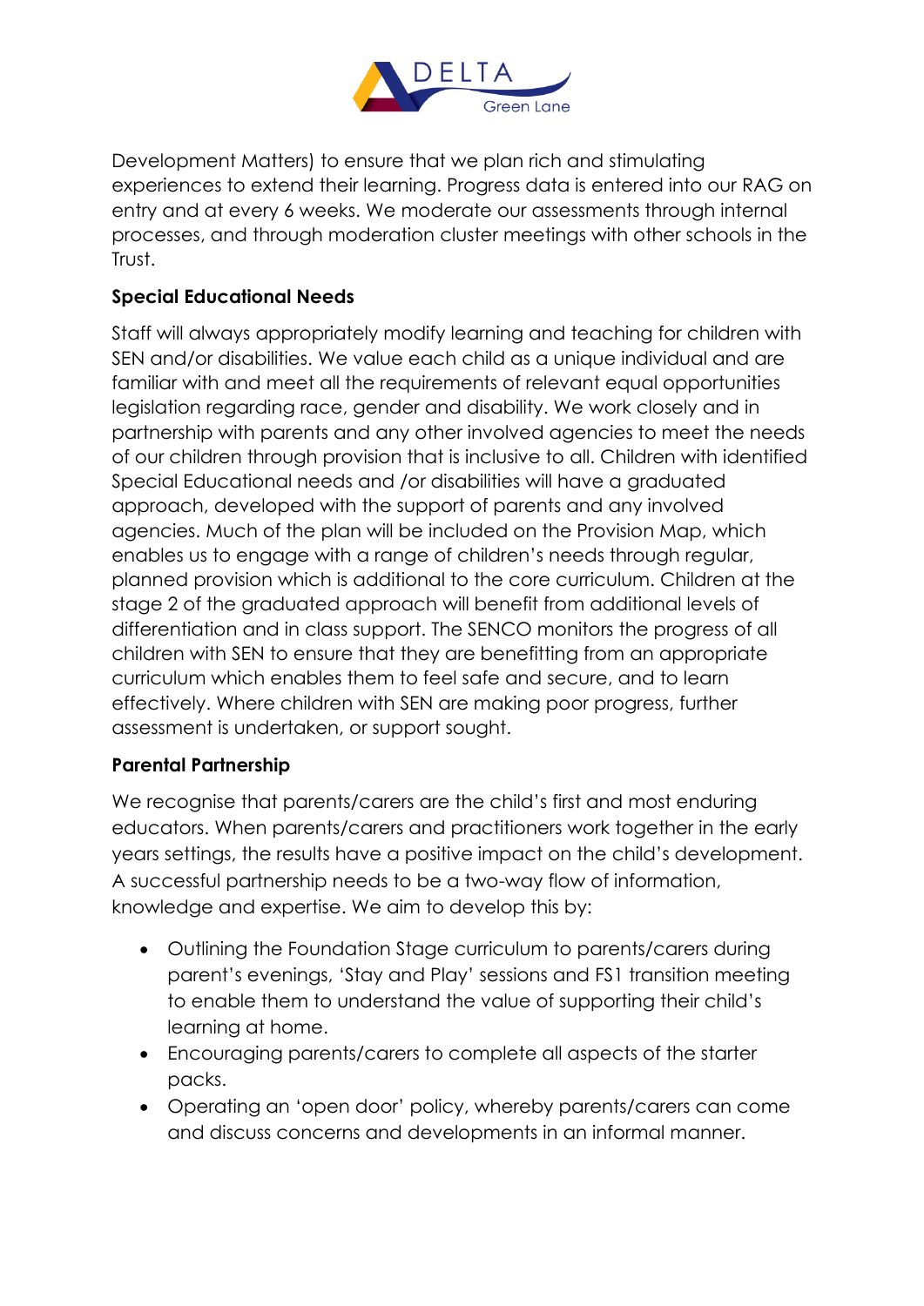Development Matters) to ensure that we plan rich and stimulating experiences to extend their learning. Progress data is entered into our RAG on entry and at every 6 weeks. We moderate our assessments through internal processes, and through moderation cluster meetings with other schools in the Trust.

**Special Educational Needs**

Staff will always appropriately modify learning and teaching for children with SEN and/or disabilities. We value each child as a unique individual and are familiar with and meet all the requirements of relevant equal opportunities legislation regarding race, gender and disability. We work closely and in partnership with parents and any other involved agencies to meet the needs of our children through provision that is inclusive to all. Children with identified Special Educational needs and /or disabilities will have a graduated approach, developed with the support of parents and any involved agencies. Much of the plan will be included on the Provision Map, which enables us to engage with a range of children's needs through regular, planned provision which is additional to the core curriculum. Children at the stage 2 of the graduated approach will benefit from additional levels of differentiation and in class support. The SENCO monitors the progress of all children with SEN to ensure that they are benefitting from an appropriate curriculum which enables them to feel safe and secure, and to learn effectively. Where children with SEN are making poor progress, further assessment is undertaken, or support sought.

**Parental Partnership**

We recognise that parents/carers are the child's first and most enduring educators. When parents/carers and practitioners work together in the early years settings, the results have a positive impact on the child's development. A successful partnership needs to be a two-way flow of information, knowledge and expertise. We aim to develop this by:

- Outlining the Foundation Stage curriculum to parents/carers during parent's evenings, 'Stay and Play' sessions and FS1 transition meeting to enable them to understand the value of supporting their child's learning at home.
- Encouraging parents/carers to complete all aspects of the starter packs.
- Operating an 'open door' policy, whereby parents/carers can come and discuss concerns and developments in an informal manner.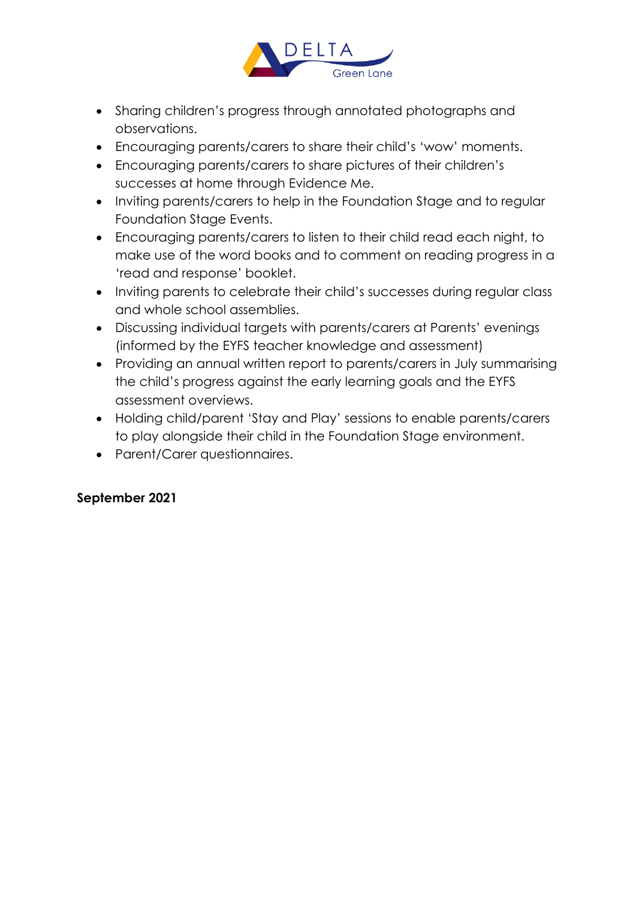- Sharing children's progress through annotated photographs and observations.
- Encouraging parents/carers to share their child's 'wow' moments.
- Encouraging parents/carers to share pictures of their children's successes at home through Evidence Me.
- Inviting parents/carers to help in the Foundation Stage and to regular Foundation Stage Events.
- Encouraging parents/carers to listen to their child read each night, to make use of the word books and to comment on reading progress in a 'read and response' booklet.
- Inviting parents to celebrate their child's successes during regular class and whole school assemblies.
- Discussing individual targets with parents/carers at Parents' evenings (informed by the EYFS teacher knowledge and assessment)
- Providing an annual written report to parents/carers in July summarising the child's progress against the early learning goals and the EYFS assessment overviews.
- Holding child/parent 'Stay and Play' sessions to enable parents/carers to play alongside their child in the Foundation Stage environment.
- Parent/Carer questionnaires.

**September 2021**